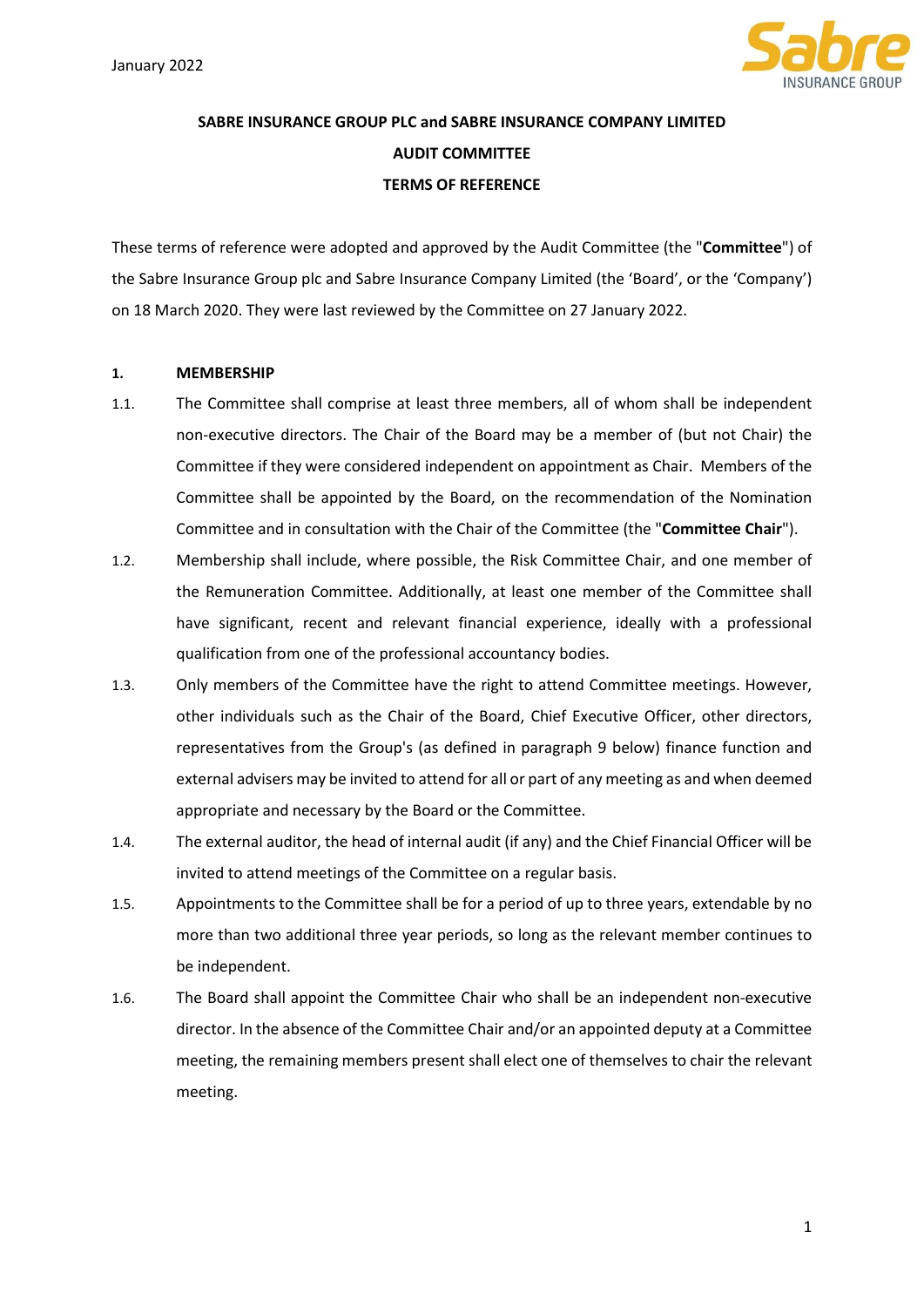January 2022

**SABRE INSURANCE GROUP PLC and SABRE INSURANCE COMPANY LIMITED**

**AUDIT COMMITTEE**

**TERMS OF REFERENCE**

These terms of reference were adopted and approved by the Audit Committee (the "**Committee**") of the Sabre Insurance Group plc and Sabre Insurance Company Limited (the 'Board', or the 'Company') on 18 March 2020. They were last reviewed by the Committee on 27 January 2022.

## 1. MEMBERSHIP

1.1. The Committee shall comprise at least three members, all of whom shall be independent non-executive directors. The Chair of the Board may be a member of (but not Chair) the Committee if they were considered independent on appointment as Chair. Members of the Committee shall be appointed by the Board, on the recommendation of the Nomination Committee and in consultation with the Chair of the Committee (the "**Committee Chair**").

1.2. Membership shall include, where possible, the Risk Committee Chair, and one member of the Remuneration Committee. Additionally, at least one member of the Committee shall have significant, recent and relevant financial experience, ideally with a professional qualification from one of the professional accountancy bodies.

1.3. Only members of the Committee have the right to attend Committee meetings. However, other individuals such as the Chair of the Board, Chief Executive Officer, other directors, representatives from the Group's (as defined in paragraph 9 below) finance function and external advisers may be invited to attend for all or part of any meeting as and when deemed appropriate and necessary by the Board or the Committee.

1.4. The external auditor, the head of internal audit (if any) and the Chief Financial Officer will be invited to attend meetings of the Committee on a regular basis.

1.5. Appointments to the Committee shall be for a period of up to three years, extendable by no more than two additional three year periods, so long as the relevant member continues to be independent.

1.6. The Board shall appoint the Committee Chair who shall be an independent non-executive director. In the absence of the Committee Chair and/or an appointed deputy at a Committee meeting, the remaining members present shall elect one of themselves to chair the relevant meeting.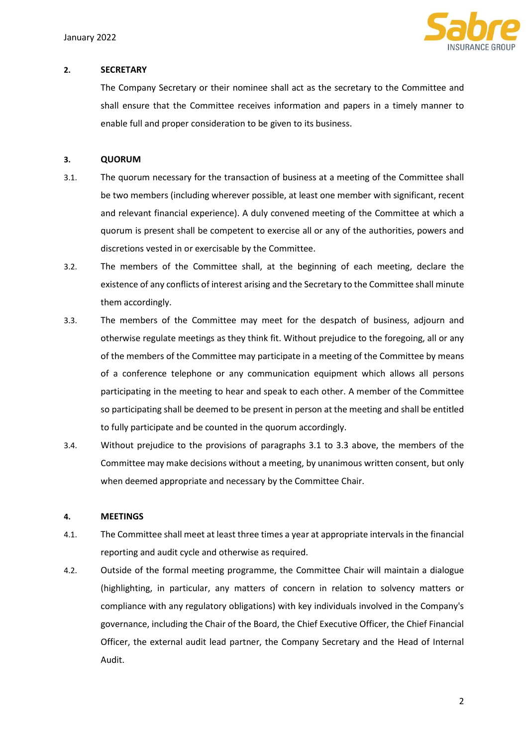## 2. SECRETARY

The Company Secretary or their nominee shall act as the secretary to the Committee and shall ensure that the Committee receives information and papers in a timely manner to enable full and proper consideration to be given to its business.

## 3. QUORUM

3.1. The quorum necessary for the transaction of business at a meeting of the Committee shall be two members (including wherever possible, at least one member with significant, recent and relevant financial experience). A duly convened meeting of the Committee at which a quorum is present shall be competent to exercise all or any of the authorities, powers and discretions vested in or exercisable by the Committee.

3.2. The members of the Committee shall, at the beginning of each meeting, declare the existence of any conflicts of interest arising and the Secretary to the Committee shall minute them accordingly.

3.3. The members of the Committee may meet for the despatch of business, adjourn and otherwise regulate meetings as they think fit. Without prejudice to the foregoing, all or any of the members of the Committee may participate in a meeting of the Committee by means of a conference telephone or any communication equipment which allows all persons participating in the meeting to hear and speak to each other. A member of the Committee so participating shall be deemed to be present in person at the meeting and shall be entitled to fully participate and be counted in the quorum accordingly.

3.4. Without prejudice to the provisions of paragraphs 3.1 to 3.3 above, the members of the Committee may make decisions without a meeting, by unanimous written consent, but only when deemed appropriate and necessary by the Committee Chair.

## 4. MEETINGS

4.1. The Committee shall meet at least three times a year at appropriate intervals in the financial reporting and audit cycle and otherwise as required.

4.2. Outside of the formal meeting programme, the Committee Chair will maintain a dialogue (highlighting, in particular, any matters of concern in relation to solvency matters or compliance with any regulatory obligations) with key individuals involved in the Company's governance, including the Chair of the Board, the Chief Executive Officer, the Chief Financial Officer, the external audit lead partner, the Company Secretary and the Head of Internal Audit.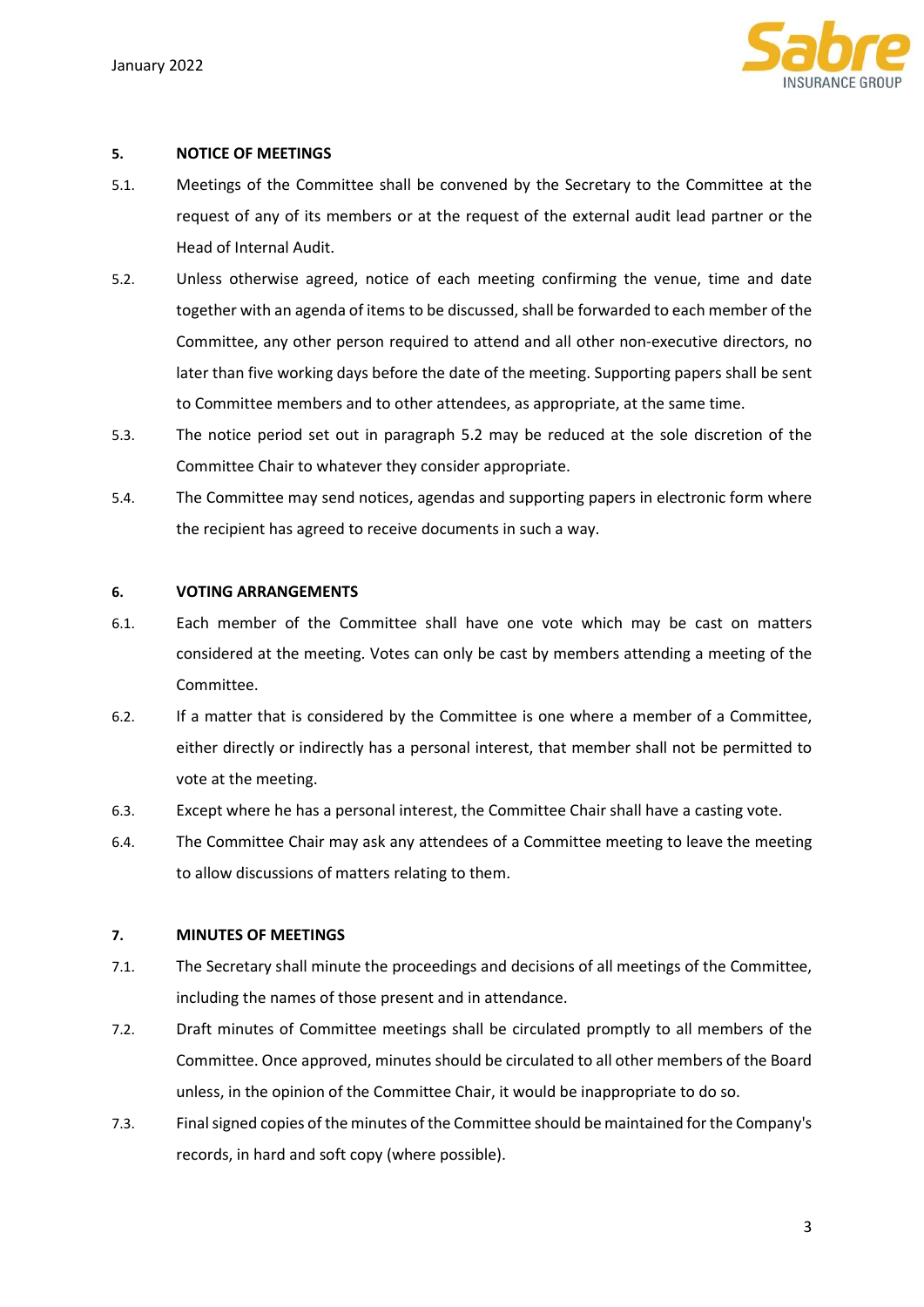## 5. NOTICE OF MEETINGS

5.1. Meetings of the Committee shall be convened by the Secretary to the Committee at the request of any of its members or at the request of the external audit lead partner or the Head of Internal Audit.

5.2. Unless otherwise agreed, notice of each meeting confirming the venue, time and date together with an agenda of items to be discussed, shall be forwarded to each member of the Committee, any other person required to attend and all other non-executive directors, no later than five working days before the date of the meeting. Supporting papers shall be sent to Committee members and to other attendees, as appropriate, at the same time.

5.3. The notice period set out in paragraph 5.2 may be reduced at the sole discretion of the Committee Chair to whatever they consider appropriate.

5.4. The Committee may send notices, agendas and supporting papers in electronic form where the recipient has agreed to receive documents in such a way.

## 6. VOTING ARRANGEMENTS

6.1. Each member of the Committee shall have one vote which may be cast on matters considered at the meeting. Votes can only be cast by members attending a meeting of the Committee.

6.2. If a matter that is considered by the Committee is one where a member of a Committee, either directly or indirectly has a personal interest, that member shall not be permitted to vote at the meeting.

6.3. Except where he has a personal interest, the Committee Chair shall have a casting vote.

6.4. The Committee Chair may ask any attendees of a Committee meeting to leave the meeting to allow discussions of matters relating to them.

## 7. MINUTES OF MEETINGS

7.1. The Secretary shall minute the proceedings and decisions of all meetings of the Committee, including the names of those present and in attendance.

7.2. Draft minutes of Committee meetings shall be circulated promptly to all members of the Committee. Once approved, minutes should be circulated to all other members of the Board unless, in the opinion of the Committee Chair, it would be inappropriate to do so.

7.3. Final signed copies of the minutes of the Committee should be maintained for the Company's records, in hard and soft copy (where possible).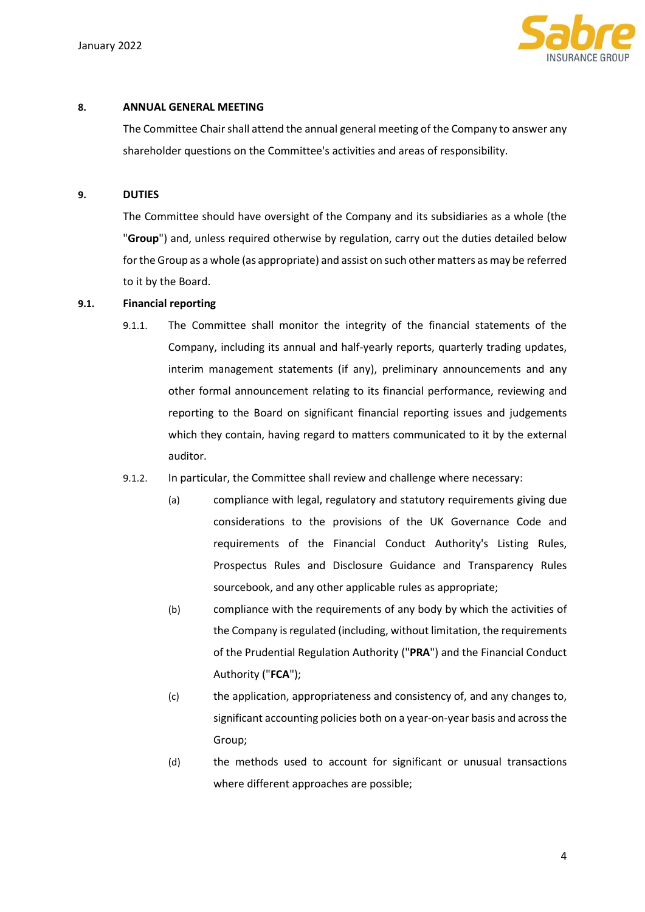**8. ANNUAL GENERAL MEETING**

The Committee Chair shall attend the annual general meeting of the Company to answer any shareholder questions on the Committee's activities and areas of responsibility.

**9. DUTIES**

The Committee should have oversight of the Company and its subsidiaries as a whole (the "**Group**") and, unless required otherwise by regulation, carry out the duties detailed below for the Group as a whole (as appropriate) and assist on such other matters as may be referred to it by the Board.

**9.1. Financial reporting**

9.1.1. The Committee shall monitor the integrity of the financial statements of the Company, including its annual and half-yearly reports, quarterly trading updates, interim management statements (if any), preliminary announcements and any other formal announcement relating to its financial performance, reviewing and reporting to the Board on significant financial reporting issues and judgements which they contain, having regard to matters communicated to it by the external auditor.

9.1.2. In particular, the Committee shall review and challenge where necessary:

(a) compliance with legal, regulatory and statutory requirements giving due considerations to the provisions of the UK Governance Code and requirements of the Financial Conduct Authority's Listing Rules, Prospectus Rules and Disclosure Guidance and Transparency Rules sourcebook, and any other applicable rules as appropriate;

(b) compliance with the requirements of any body by which the activities of the Company is regulated (including, without limitation, the requirements of the Prudential Regulation Authority ("**PRA**") and the Financial Conduct Authority ("**FCA**");

(c) the application, appropriateness and consistency of, and any changes to, significant accounting policies both on a year-on-year basis and across the Group;

(d) the methods used to account for significant or unusual transactions where different approaches are possible;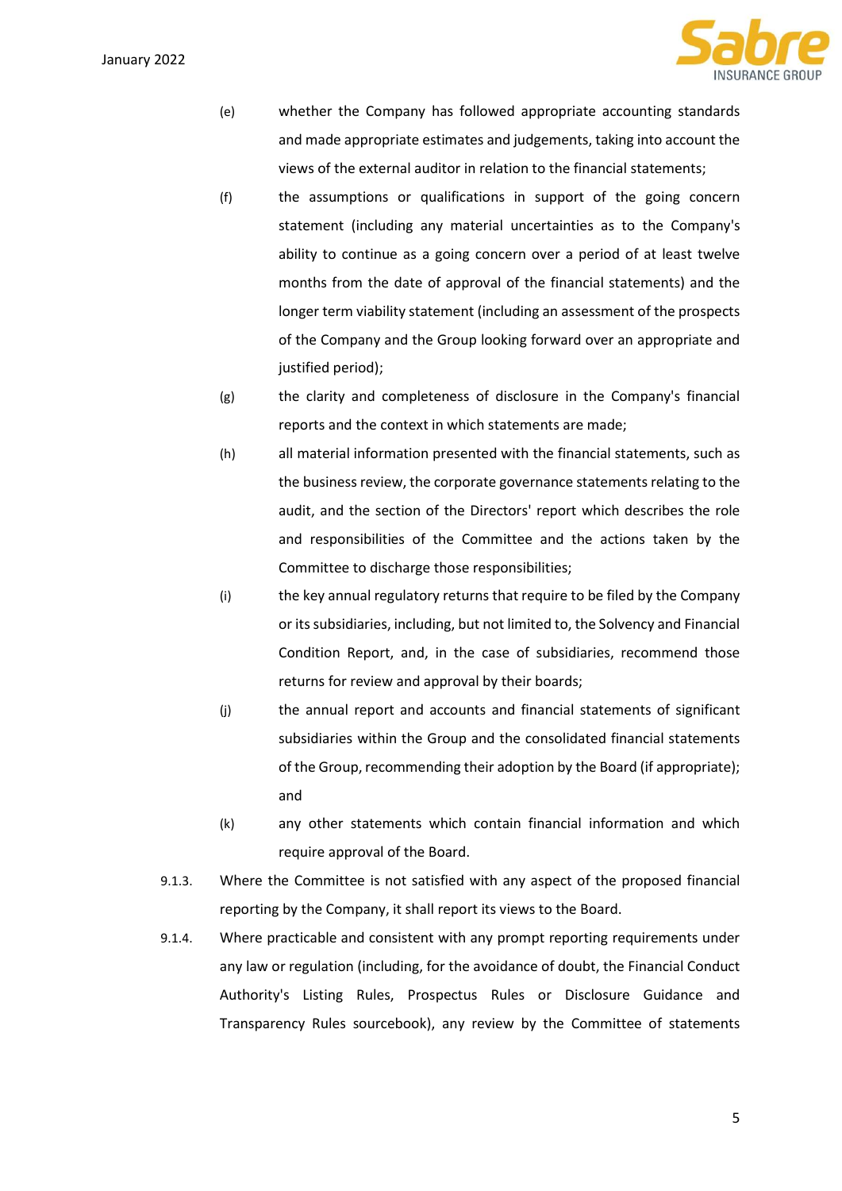(e) whether the Company has followed appropriate accounting standards and made appropriate estimates and judgements, taking into account the views of the external auditor in relation to the financial statements;

(f) the assumptions or qualifications in support of the going concern statement (including any material uncertainties as to the Company's ability to continue as a going concern over a period of at least twelve months from the date of approval of the financial statements) and the longer term viability statement (including an assessment of the prospects of the Company and the Group looking forward over an appropriate and justified period);

(g) the clarity and completeness of disclosure in the Company's financial reports and the context in which statements are made;

(h) all material information presented with the financial statements, such as the business review, the corporate governance statements relating to the audit, and the section of the Directors' report which describes the role and responsibilities of the Committee and the actions taken by the Committee to discharge those responsibilities;

(i) the key annual regulatory returns that require to be filed by the Company or its subsidiaries, including, but not limited to, the Solvency and Financial Condition Report, and, in the case of subsidiaries, recommend those returns for review and approval by their boards;

(j) the annual report and accounts and financial statements of significant subsidiaries within the Group and the consolidated financial statements of the Group, recommending their adoption by the Board (if appropriate); and

(k) any other statements which contain financial information and which require approval of the Board.

9.1.3. Where the Committee is not satisfied with any aspect of the proposed financial reporting by the Company, it shall report its views to the Board.

9.1.4. Where practicable and consistent with any prompt reporting requirements under any law or regulation (including, for the avoidance of doubt, the Financial Conduct Authority's Listing Rules, Prospectus Rules or Disclosure Guidance and Transparency Rules sourcebook), any review by the Committee of statements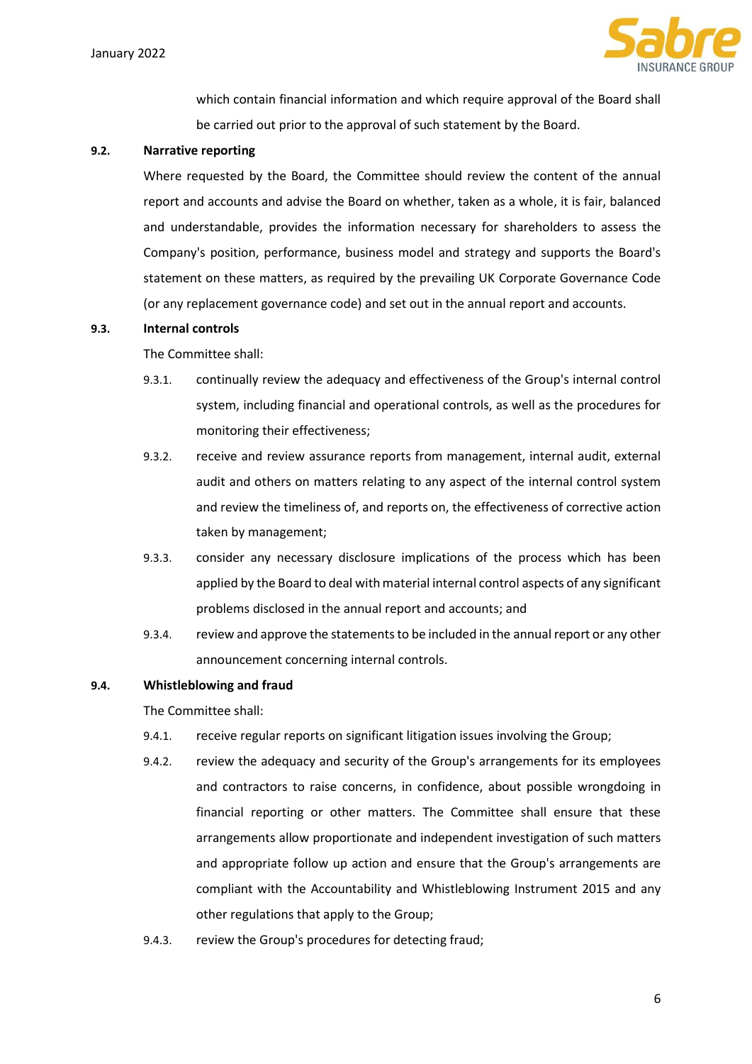which contain financial information and which require approval of the Board shall be carried out prior to the approval of such statement by the Board.

**9.2. Narrative reporting**

Where requested by the Board, the Committee should review the content of the annual report and accounts and advise the Board on whether, taken as a whole, it is fair, balanced and understandable, provides the information necessary for shareholders to assess the Company's position, performance, business model and strategy and supports the Board's statement on these matters, as required by the prevailing UK Corporate Governance Code (or any replacement governance code) and set out in the annual report and accounts.

**9.3. Internal controls**

The Committee shall:

9.3.1. continually review the adequacy and effectiveness of the Group's internal control system, including financial and operational controls, as well as the procedures for monitoring their effectiveness;

9.3.2. receive and review assurance reports from management, internal audit, external audit and others on matters relating to any aspect of the internal control system and review the timeliness of, and reports on, the effectiveness of corrective action taken by management;

9.3.3. consider any necessary disclosure implications of the process which has been applied by the Board to deal with material internal control aspects of any significant problems disclosed in the annual report and accounts; and

9.3.4. review and approve the statements to be included in the annual report or any other announcement concerning internal controls.

**9.4. Whistleblowing and fraud**

The Committee shall:

9.4.1. receive regular reports on significant litigation issues involving the Group;

9.4.2. review the adequacy and security of the Group's arrangements for its employees and contractors to raise concerns, in confidence, about possible wrongdoing in financial reporting or other matters. The Committee shall ensure that these arrangements allow proportionate and independent investigation of such matters and appropriate follow up action and ensure that the Group's arrangements are compliant with the Accountability and Whistleblowing Instrument 2015 and any other regulations that apply to the Group;

9.4.3. review the Group's procedures for detecting fraud;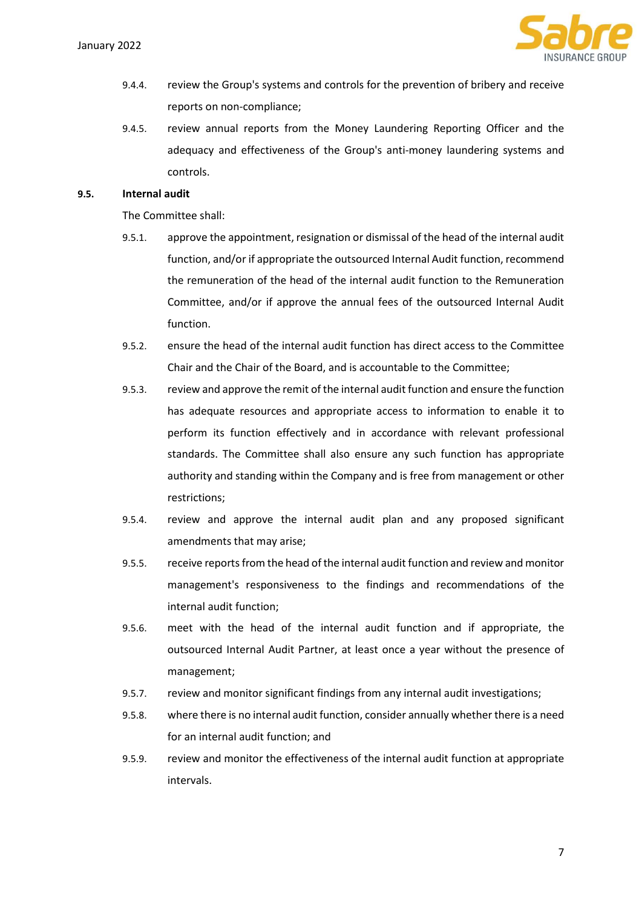9.4.4. review the Group's systems and controls for the prevention of bribery and receive reports on non-compliance;

9.4.5. review annual reports from the Money Laundering Reporting Officer and the adequacy and effectiveness of the Group's anti-money laundering systems and controls.

**9.5. Internal audit**

The Committee shall:

9.5.1. approve the appointment, resignation or dismissal of the head of the internal audit function, and/or if appropriate the outsourced Internal Audit function, recommend the remuneration of the head of the internal audit function to the Remuneration Committee, and/or if approve the annual fees of the outsourced Internal Audit function.

9.5.2. ensure the head of the internal audit function has direct access to the Committee Chair and the Chair of the Board, and is accountable to the Committee;

9.5.3. review and approve the remit of the internal audit function and ensure the function has adequate resources and appropriate access to information to enable it to perform its function effectively and in accordance with relevant professional standards. The Committee shall also ensure any such function has appropriate authority and standing within the Company and is free from management or other restrictions;

9.5.4. review and approve the internal audit plan and any proposed significant amendments that may arise;

9.5.5. receive reports from the head of the internal audit function and review and monitor management's responsiveness to the findings and recommendations of the internal audit function;

9.5.6. meet with the head of the internal audit function and if appropriate, the outsourced Internal Audit Partner, at least once a year without the presence of management;

9.5.7. review and monitor significant findings from any internal audit investigations;

9.5.8. where there is no internal audit function, consider annually whether there is a need for an internal audit function; and

9.5.9. review and monitor the effectiveness of the internal audit function at appropriate intervals.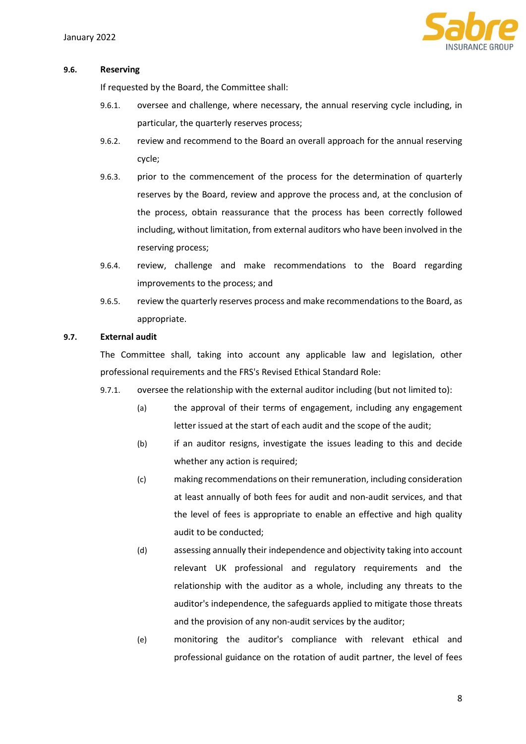### 9.6. Reserving

If requested by the Board, the Committee shall:

- 9.6.1. oversee and challenge, where necessary, the annual reserving cycle including, in particular, the quarterly reserves process;
- 9.6.2. review and recommend to the Board an overall approach for the annual reserving cycle;
- 9.6.3. prior to the commencement of the process for the determination of quarterly reserves by the Board, review and approve the process and, at the conclusion of the process, obtain reassurance that the process has been correctly followed including, without limitation, from external auditors who have been involved in the reserving process;
- 9.6.4. review, challenge and make recommendations to the Board regarding improvements to the process; and
- 9.6.5. review the quarterly reserves process and make recommendations to the Board, as appropriate.

### 9.7. External audit

The Committee shall, taking into account any applicable law and legislation, other professional requirements and the FRS's Revised Ethical Standard Role:

- 9.7.1. oversee the relationship with the external auditor including (but not limited to):
  - (a) the approval of their terms of engagement, including any engagement letter issued at the start of each audit and the scope of the audit;
  - (b) if an auditor resigns, investigate the issues leading to this and decide whether any action is required;
  - (c) making recommendations on their remuneration, including consideration at least annually of both fees for audit and non-audit services, and that the level of fees is appropriate to enable an effective and high quality audit to be conducted;
  - (d) assessing annually their independence and objectivity taking into account relevant UK professional and regulatory requirements and the relationship with the auditor as a whole, including any threats to the auditor's independence, the safeguards applied to mitigate those threats and the provision of any non-audit services by the auditor;
  - (e) monitoring the auditor's compliance with relevant ethical and professional guidance on the rotation of audit partner, the level of fees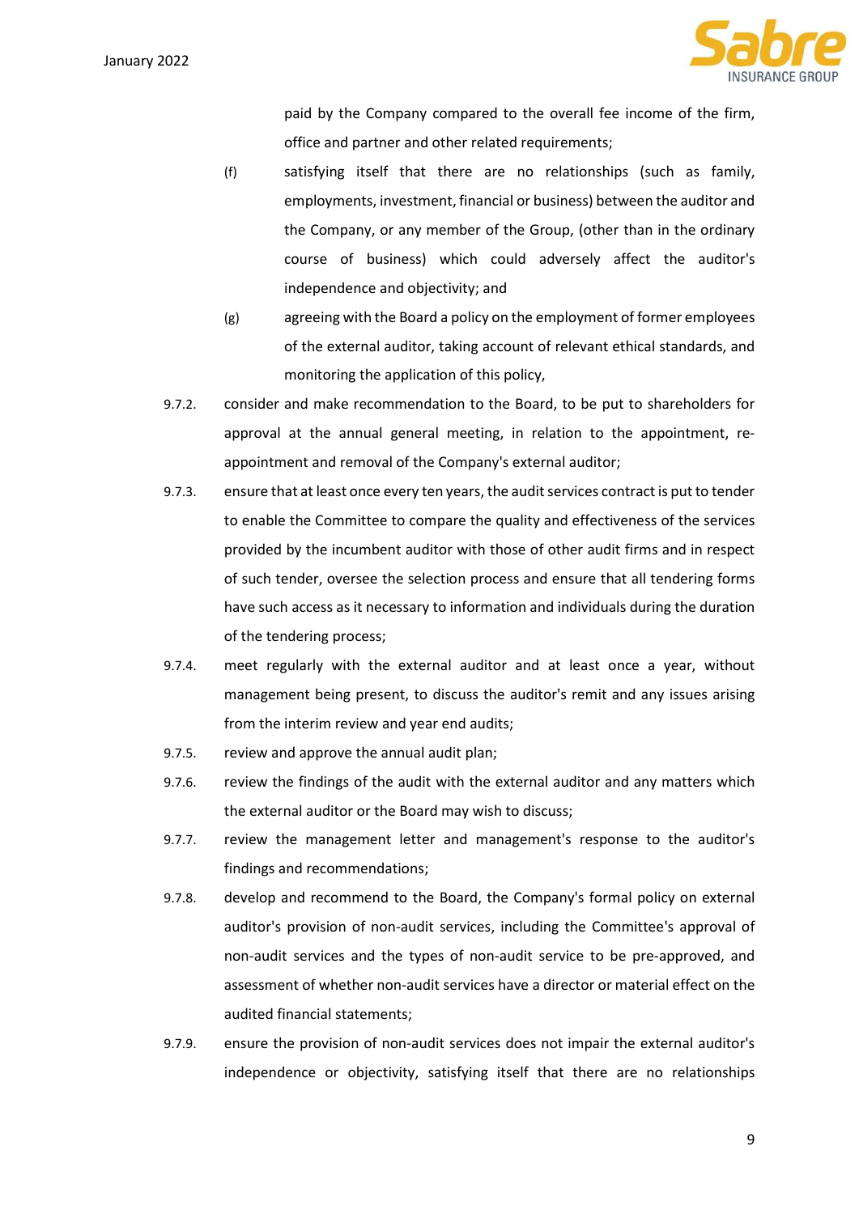paid by the Company compared to the overall fee income of the firm, office and partner and other related requirements;

(f) satisfying itself that there are no relationships (such as family, employments, investment, financial or business) between the auditor and the Company, or any member of the Group, (other than in the ordinary course of business) which could adversely affect the auditor's independence and objectivity; and

(g) agreeing with the Board a policy on the employment of former employees of the external auditor, taking account of relevant ethical standards, and monitoring the application of this policy,

9.7.2. consider and make recommendation to the Board, to be put to shareholders for approval at the annual general meeting, in relation to the appointment, re-appointment and removal of the Company's external auditor;

9.7.3. ensure that at least once every ten years, the audit services contract is put to tender to enable the Committee to compare the quality and effectiveness of the services provided by the incumbent auditor with those of other audit firms and in respect of such tender, oversee the selection process and ensure that all tendering forms have such access as it necessary to information and individuals during the duration of the tendering process;

9.7.4. meet regularly with the external auditor and at least once a year, without management being present, to discuss the auditor's remit and any issues arising from the interim review and year end audits;

9.7.5. review and approve the annual audit plan;

9.7.6. review the findings of the audit with the external auditor and any matters which the external auditor or the Board may wish to discuss;

9.7.7. review the management letter and management's response to the auditor's findings and recommendations;

9.7.8. develop and recommend to the Board, the Company's formal policy on external auditor's provision of non-audit services, including the Committee's approval of non-audit services and the types of non-audit service to be pre-approved, and assessment of whether non-audit services have a director or material effect on the audited financial statements;

9.7.9. ensure the provision of non-audit services does not impair the external auditor's independence or objectivity, satisfying itself that there are no relationships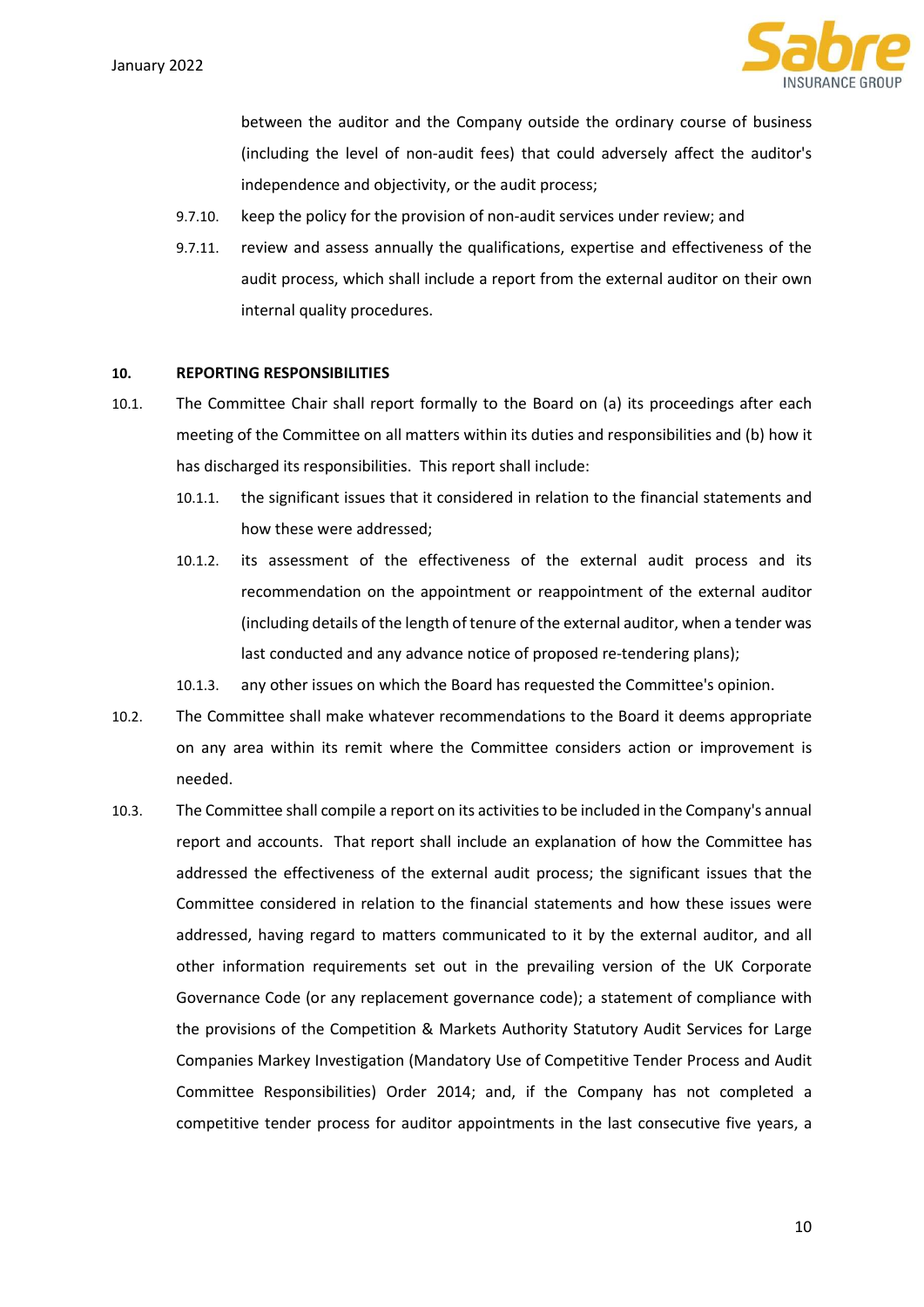between the auditor and the Company outside the ordinary course of business (including the level of non-audit fees) that could adversely affect the auditor's independence and objectivity, or the audit process;

9.7.10. keep the policy for the provision of non-audit services under review; and

9.7.11. review and assess annually the qualifications, expertise and effectiveness of the audit process, which shall include a report from the external auditor on their own internal quality procedures.

## 10. REPORTING RESPONSIBILITIES

10.1. The Committee Chair shall report formally to the Board on (a) its proceedings after each meeting of the Committee on all matters within its duties and responsibilities and (b) how it has discharged its responsibilities. This report shall include:

10.1.1. the significant issues that it considered in relation to the financial statements and how these were addressed;

10.1.2. its assessment of the effectiveness of the external audit process and its recommendation on the appointment or reappointment of the external auditor (including details of the length of tenure of the external auditor, when a tender was last conducted and any advance notice of proposed re-tendering plans);

10.1.3. any other issues on which the Board has requested the Committee's opinion.

10.2. The Committee shall make whatever recommendations to the Board it deems appropriate on any area within its remit where the Committee considers action or improvement is needed.

10.3. The Committee shall compile a report on its activities to be included in the Company's annual report and accounts. That report shall include an explanation of how the Committee has addressed the effectiveness of the external audit process; the significant issues that the Committee considered in relation to the financial statements and how these issues were addressed, having regard to matters communicated to it by the external auditor, and all other information requirements set out in the prevailing version of the UK Corporate Governance Code (or any replacement governance code); a statement of compliance with the provisions of the Competition & Markets Authority Statutory Audit Services for Large Companies Markey Investigation (Mandatory Use of Competitive Tender Process and Audit Committee Responsibilities) Order 2014; and, if the Company has not completed a competitive tender process for auditor appointments in the last consecutive five years, a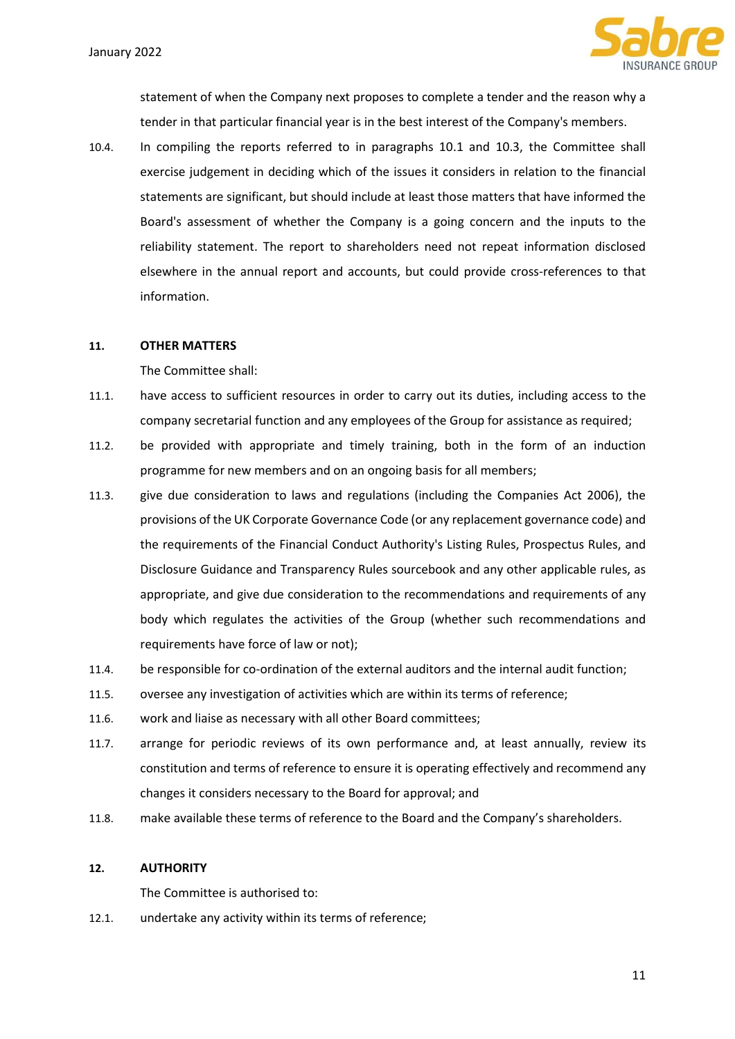statement of when the Company next proposes to complete a tender and the reason why a tender in that particular financial year is in the best interest of the Company's members.

10.4. In compiling the reports referred to in paragraphs 10.1 and 10.3, the Committee shall exercise judgement in deciding which of the issues it considers in relation to the financial statements are significant, but should include at least those matters that have informed the Board's assessment of whether the Company is a going concern and the inputs to the reliability statement. The report to shareholders need not repeat information disclosed elsewhere in the annual report and accounts, but could provide cross-references to that information.

**11. OTHER MATTERS**

The Committee shall:

11.1. have access to sufficient resources in order to carry out its duties, including access to the company secretarial function and any employees of the Group for assistance as required;

11.2. be provided with appropriate and timely training, both in the form of an induction programme for new members and on an ongoing basis for all members;

11.3. give due consideration to laws and regulations (including the Companies Act 2006), the provisions of the UK Corporate Governance Code (or any replacement governance code) and the requirements of the Financial Conduct Authority's Listing Rules, Prospectus Rules, and Disclosure Guidance and Transparency Rules sourcebook and any other applicable rules, as appropriate, and give due consideration to the recommendations and requirements of any body which regulates the activities of the Group (whether such recommendations and requirements have force of law or not);

11.4. be responsible for co-ordination of the external auditors and the internal audit function;

11.5. oversee any investigation of activities which are within its terms of reference;

11.6. work and liaise as necessary with all other Board committees;

11.7. arrange for periodic reviews of its own performance and, at least annually, review its constitution and terms of reference to ensure it is operating effectively and recommend any changes it considers necessary to the Board for approval; and

11.8. make available these terms of reference to the Board and the Company's shareholders.

**12. AUTHORITY**

The Committee is authorised to:

12.1. undertake any activity within its terms of reference;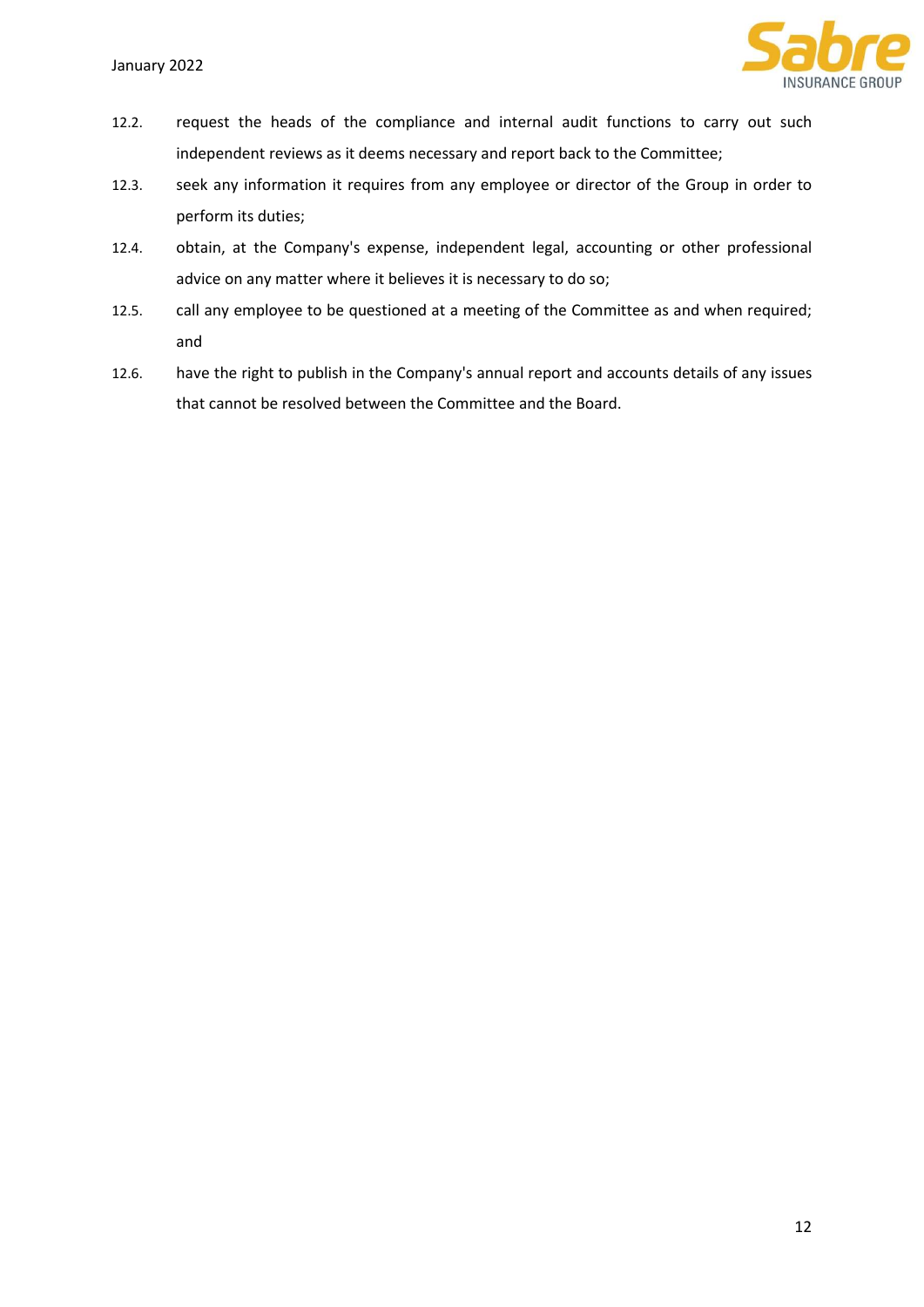12.2. request the heads of the compliance and internal audit functions to carry out such independent reviews as it deems necessary and report back to the Committee;

12.3. seek any information it requires from any employee or director of the Group in order to perform its duties;

12.4. obtain, at the Company's expense, independent legal, accounting or other professional advice on any matter where it believes it is necessary to do so;

12.5. call any employee to be questioned at a meeting of the Committee as and when required; and

12.6. have the right to publish in the Company's annual report and accounts details of any issues that cannot be resolved between the Committee and the Board.